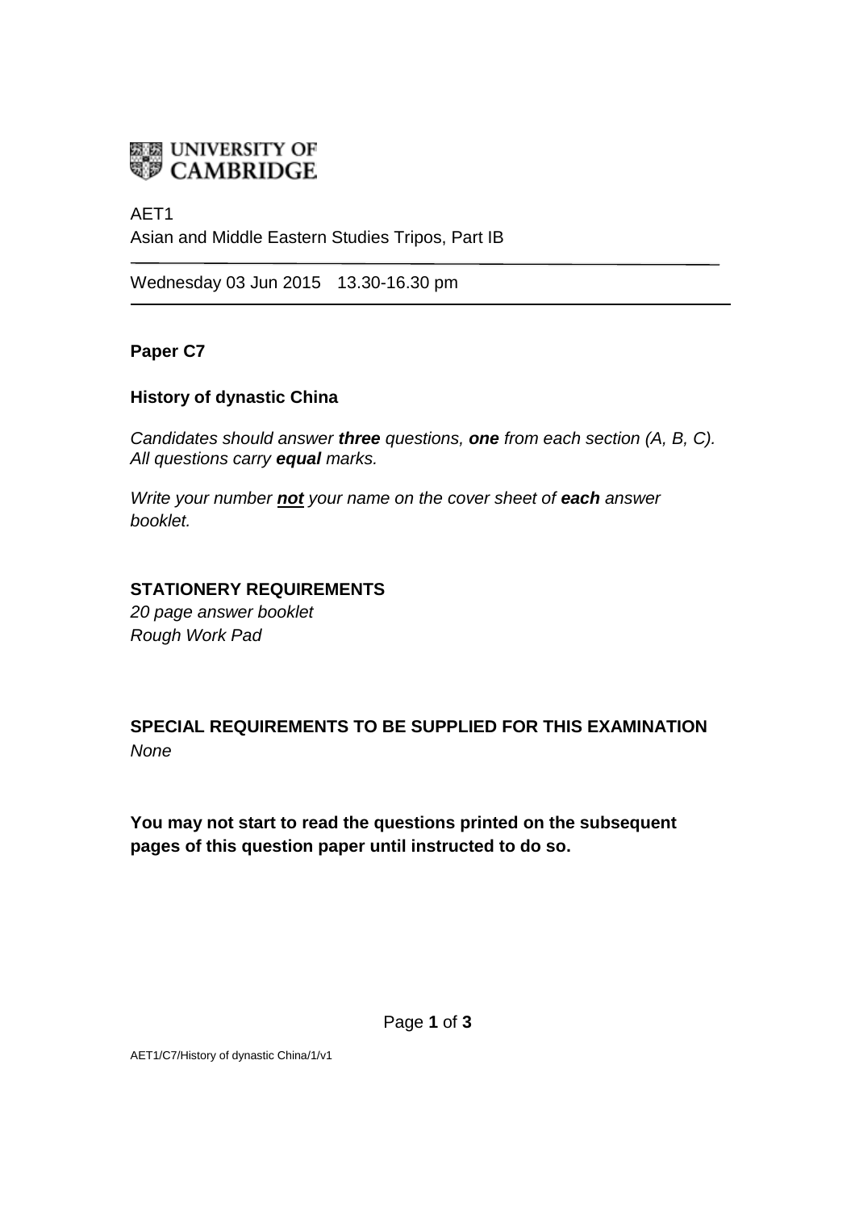UNIVERSITY OF CAMBRIDGE

AET1
Asian and Middle Eastern Studies Tripos, Part IB

Wednesday 03 Jun 2015 13.30-16.30 pm

**Paper C7**

**History of dynastic China**

*Candidates should answer **three** questions, **one** from each section (A, B, C). All questions carry **equal** marks.*

*Write your number **not** your name on the cover sheet of **each** answer booklet.*

**STATIONERY REQUIREMENTS**
*20 page answer booklet*
*Rough Work Pad*

**SPECIAL REQUIREMENTS TO BE SUPPLIED FOR THIS EXAMINATION**
*None*

**You may not start to read the questions printed on the subsequent pages of this question paper until instructed to do so.**

AET1/C7/History of dynastic China/1/v1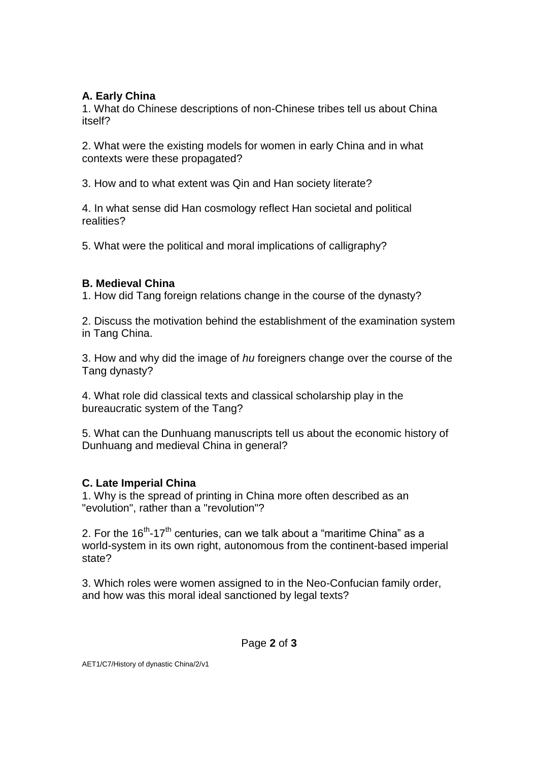**A. Early China**

1. What do Chinese descriptions of non-Chinese tribes tell us about China itself?

2. What were the existing models for women in early China and in what contexts were these propagated?

3. How and to what extent was Qin and Han society literate?

4. In what sense did Han cosmology reflect Han societal and political realities?

5. What were the political and moral implications of calligraphy?

**B. Medieval China**

1. How did Tang foreign relations change in the course of the dynasty?

2. Discuss the motivation behind the establishment of the examination system in Tang China.

3. How and why did the image of *hu* foreigners change over the course of the Tang dynasty?

4. What role did classical texts and classical scholarship play in the bureaucratic system of the Tang?

5. What can the Dunhuang manuscripts tell us about the economic history of Dunhuang and medieval China in general?

**C. Late Imperial China**

1. Why is the spread of printing in China more often described as an "evolution", rather than a "revolution"?

2. For the 16th-17th centuries, can we talk about a "maritime China" as a world-system in its own right, autonomous from the continent-based imperial state?

3. Which roles were women assigned to in the Neo-Confucian family order, and how was this moral ideal sanctioned by legal texts?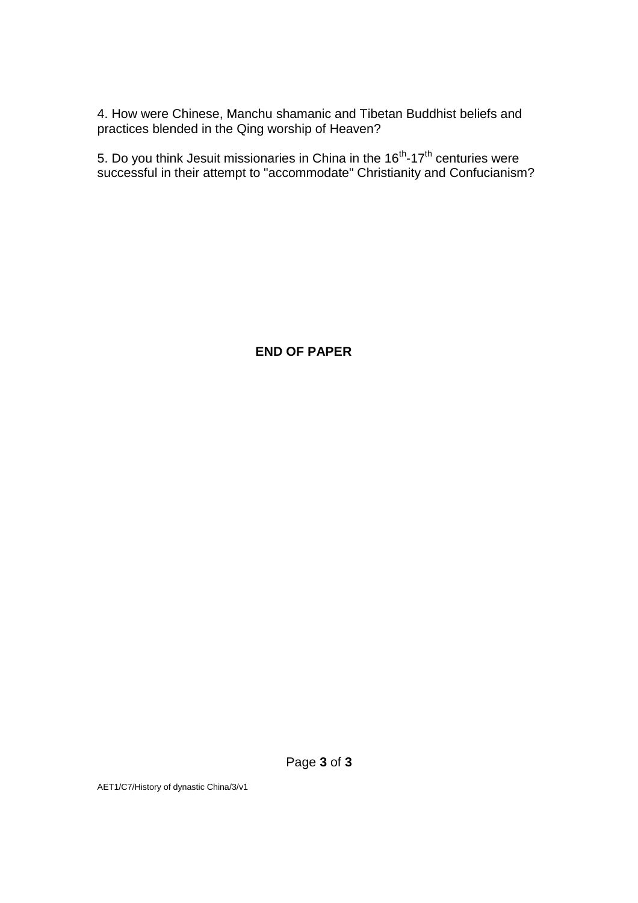4. How were Chinese, Manchu shamanic and Tibetan Buddhist beliefs and practices blended in the Qing worship of Heaven?

5. Do you think Jesuit missionaries in China in the 16th-17th centuries were successful in their attempt to "accommodate" Christianity and Confucianism?

**END OF PAPER**